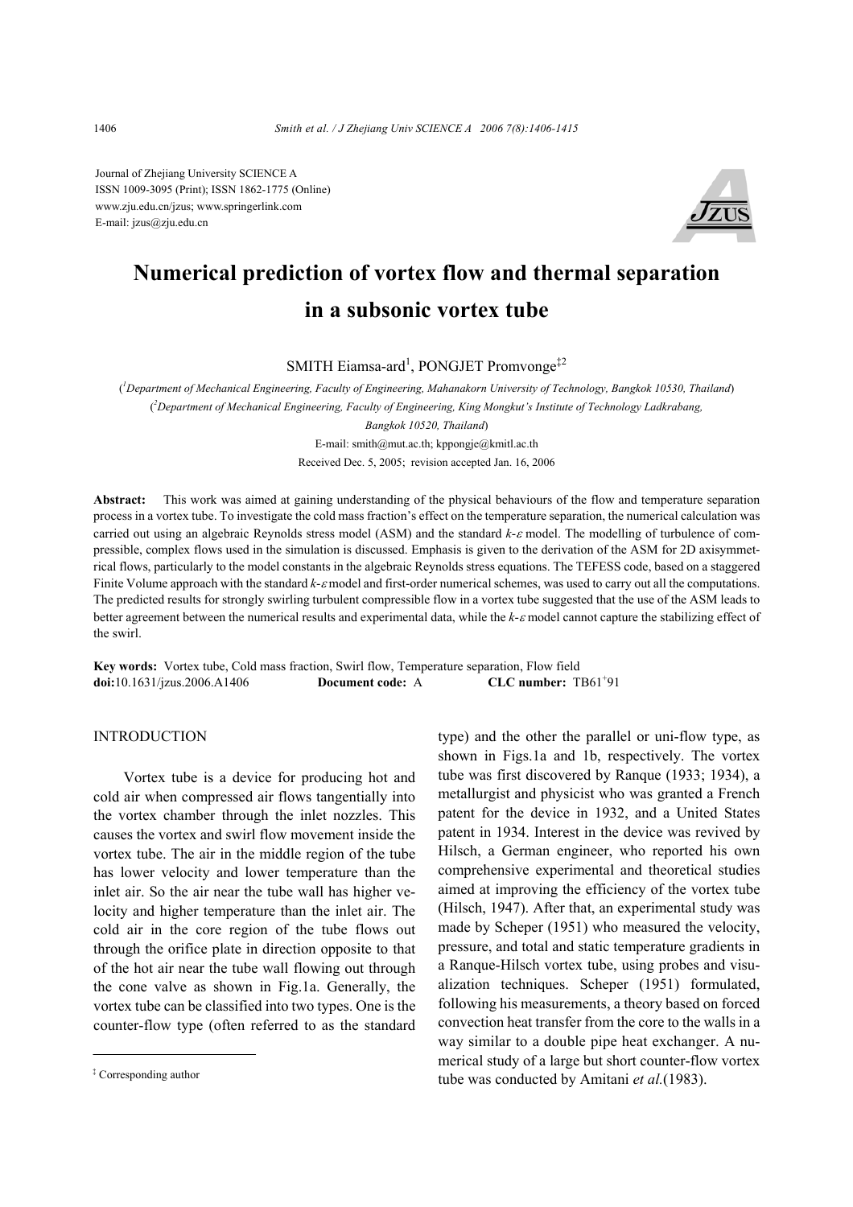Journal of Zhejiang University SCIENCE A
ISSN 1009-3095 (Print); ISSN 1862-1775 (Online)
www.zju.edu.cn/jzus; www.springerlink.com
E-mail: jzus@zju.edu.cn

# Numerical prediction of vortex flow and thermal separation in a subsonic vortex tube

SMITH Eiamsa-ard[1], PONGJET Promvonge[‡2]

([1]Department of Mechanical Engineering, Faculty of Engineering, Mahanakorn University of Technology, Bangkok 10530, Thailand)
([2]Department of Mechanical Engineering, Faculty of Engineering, King Mongkut's Institute of Technology Ladkrabang, Bangkok 10520, Thailand)

E-mail: smith@mut.ac.th; kppongje@kmitl.ac.th

Received Dec. 5, 2005; revision accepted Jan. 16, 2006

**Abstract:** This work was aimed at gaining understanding of the physical behaviours of the flow and temperature separation process in a vortex tube. To investigate the cold mass fraction's effect on the temperature separation, the numerical calculation was carried out using an algebraic Reynolds stress model (ASM) and the standard *k*-*ε* model. The modelling of turbulence of compressible, complex flows used in the simulation is discussed. Emphasis is given to the derivation of the ASM for 2D axisymmetrical flows, particularly to the model constants in the algebraic Reynolds stress equations. The TEFESS code, based on a staggered Finite Volume approach with the standard *k*-*ε* model and first-order numerical schemes, was used to carry out all the computations. The predicted results for strongly swirling turbulent compressible flow in a vortex tube suggested that the use of the ASM leads to better agreement between the numerical results and experimental data, while the *k*-*ε* model cannot capture the stabilizing effect of the swirl.

**Key words:** Vortex tube, Cold mass fraction, Swirl flow, Temperature separation, Flow field

**doi:**10.1631/jzus.2006.A1406 **Document code:** A **CLC number:** TB61[+]91

## INTRODUCTION

Vortex tube is a device for producing hot and cold air when compressed air flows tangentially into the vortex chamber through the inlet nozzles. This causes the vortex and swirl flow movement inside the vortex tube. The air in the middle region of the tube has lower velocity and lower temperature than the inlet air. So the air near the tube wall has higher velocity and higher temperature than the inlet air. The cold air in the core region of the tube flows out through the orifice plate in direction opposite to that of the hot air near the tube wall flowing out through the cone valve as shown in Fig.1a. Generally, the vortex tube can be classified into two types. One is the counter-flow type (often referred to as the standard type) and the other the parallel or uni-flow type, as shown in Figs.1a and 1b, respectively. The vortex tube was first discovered by Ranque (1933; 1934), a metallurgist and physicist who was granted a French patent for the device in 1932, and a United States patent in 1934. Interest in the device was revived by Hilsch, a German engineer, who reported his own comprehensive experimental and theoretical studies aimed at improving the efficiency of the vortex tube (Hilsch, 1947). After that, an experimental study was made by Scheper (1951) who measured the velocity, pressure, and total and static temperature gradients in a Ranque-Hilsch vortex tube, using probes and visualization techniques. Scheper (1951) formulated, following his measurements, a theory based on forced convection heat transfer from the core to the walls in a way similar to a double pipe heat exchanger. A numerical study of a large but short counter-flow vortex tube was conducted by Amitani *et al.*(1983).

‡ Corresponding author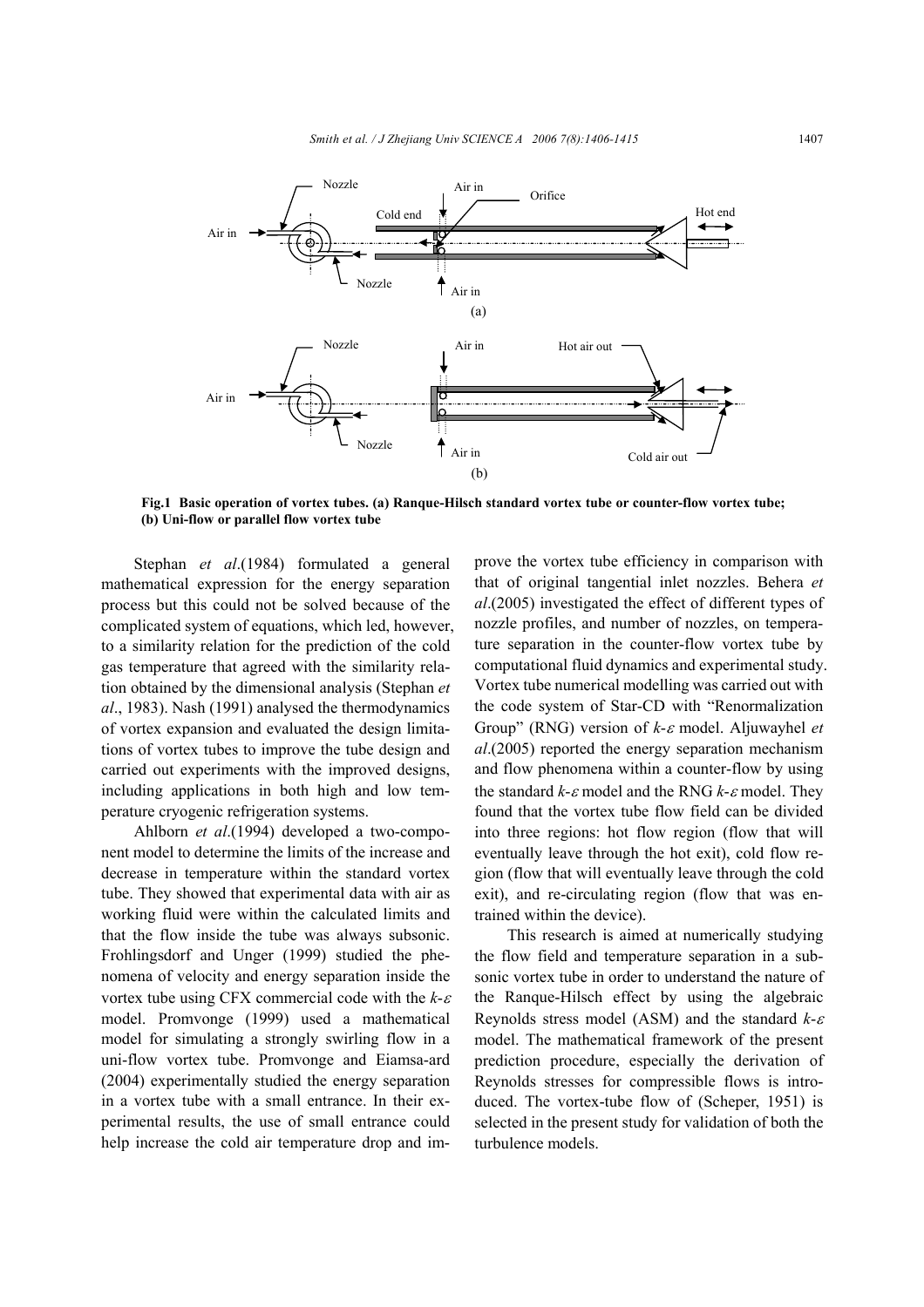Fig.1 **Basic operation of vortex tubes. (a) Ranque-Hilsch standard vortex tube or counter-flow vortex tube; (b) Uni-flow or parallel flow vortex tube**

Stephan *et al*.(1984) formulated a general mathematical expression for the energy separation process but this could not be solved because of the complicated system of equations, which led, however, to a similarity relation for the prediction of the cold gas temperature that agreed with the similarity relation obtained by the dimensional analysis (Stephan *et al*., 1983). Nash (1991) analysed the thermodynamics of vortex expansion and evaluated the design limitations of vortex tubes to improve the tube design and carried out experiments with the improved designs, including applications in both high and low temperature cryogenic refrigeration systems.

Ahlborn *et al*.(1994) developed a two-component model to determine the limits of the increase and decrease in temperature within the standard vortex tube. They showed that experimental data with air as working fluid were within the calculated limits and that the flow inside the tube was always subsonic. Frohlingsdorf and Unger (1999) studied the phenomena of velocity and energy separation inside the vortex tube using CFX commercial code with the $k$-$\varepsilon$ model. Promvonge (1999) used a mathematical model for simulating a strongly swirling flow in a uni-flow vortex tube. Promvonge and Eiamsa-ard (2004) experimentally studied the energy separation in a vortex tube with a small entrance. In their experimental results, the use of small entrance could help increase the cold air temperature drop and improve the vortex tube efficiency in comparison with that of original tangential inlet nozzles. Behera *et al*.(2005) investigated the effect of different types of nozzle profiles, and number of nozzles, on temperature separation in the counter-flow vortex tube by computational fluid dynamics and experimental study. Vortex tube numerical modelling was carried out with the code system of Star-CD with "Renormalization Group" (RNG) version of $k$-$\varepsilon$ model. Aljuwayhel *et al*.(2005) reported the energy separation mechanism and flow phenomena within a counter-flow by using the standard $k$-$\varepsilon$ model and the RNG $k$-$\varepsilon$ model. They found that the vortex tube flow field can be divided into three regions: hot flow region (flow that will eventually leave through the hot exit), cold flow region (flow that will eventually leave through the cold exit), and re-circulating region (flow that was entrained within the device).

This research is aimed at numerically studying the flow field and temperature separation in a subsonic vortex tube in order to understand the nature of the Ranque-Hilsch effect by using the algebraic Reynolds stress model (ASM) and the standard $k$-$\varepsilon$ model. The mathematical framework of the present prediction procedure, especially the derivation of Reynolds stresses for compressible flows is introduced. The vortex-tube flow of (Scheper, 1951) is selected in the present study for validation of both the turbulence models.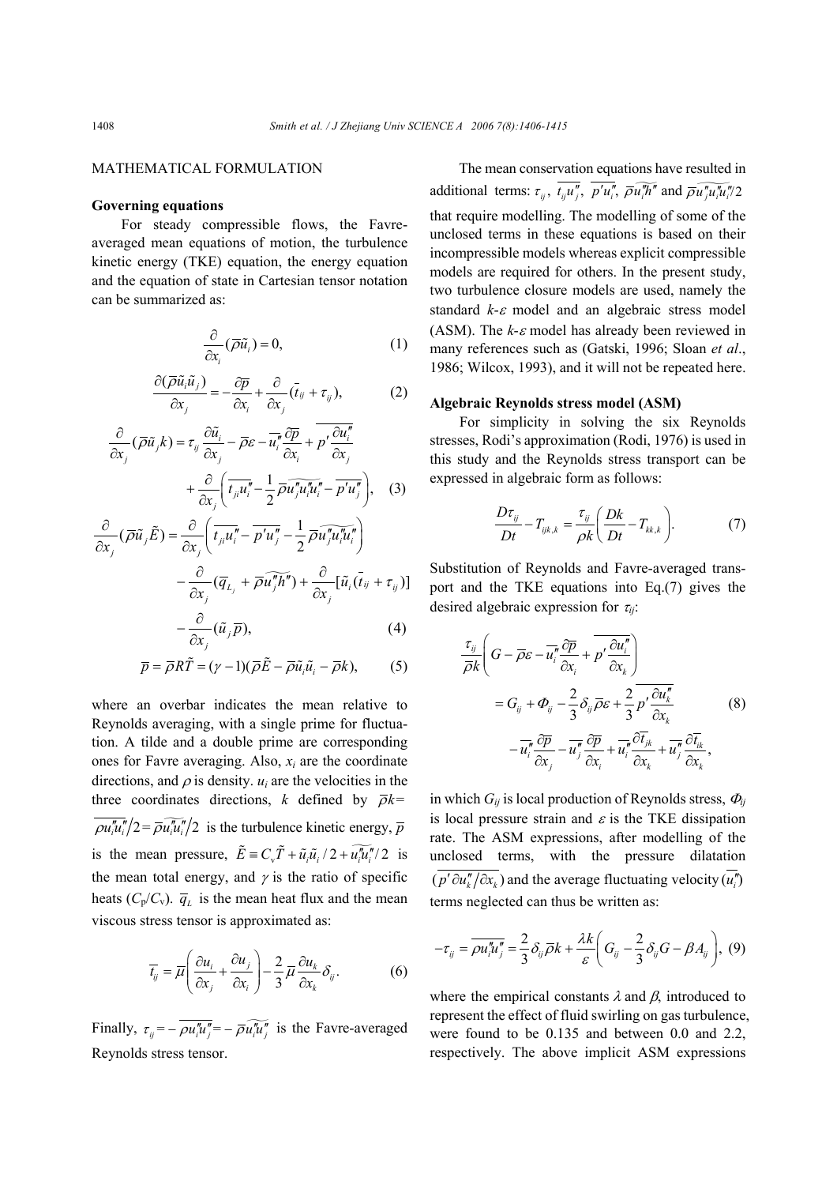## MATHEMATICAL FORMULATION

### Governing equations

For steady compressible flows, the Favre-averaged mean equations of motion, the turbulence kinetic energy (TKE) equation, the energy equation and the equation of state in Cartesian tensor notation can be summarized as:

$$\frac{\partial}{\partial x_i}(\bar{\rho}\tilde{u}_i) = 0, \tag{1}$$

$$\frac{\partial(\bar{\rho}\tilde{u}_i\tilde{u}_j)}{\partial x_j} = -\frac{\partial \bar{p}}{\partial x_i} + \frac{\partial}{\partial x_j}(\bar{t}_{ij} + \tau_{ij}), \tag{2}$$

$$\frac{\partial}{\partial x_j}(\bar{\rho}\tilde{u}_j k) = \tau_{ij}\frac{\partial \tilde{u}_i}{\partial x_j} - \bar{\rho}\varepsilon - \overline{u_i''}\frac{\partial \bar{p}}{\partial x_i} + \overline{p'\frac{\partial u_i''}{\partial x_j}} + \frac{\partial}{\partial x_j}\left(\overline{t_{ji}u_i''} - \frac{1}{2}\bar{\rho}\widetilde{u_j''u_i''u_i''} - \overline{p'u_j''}\right), \tag{3}$$

$$\frac{\partial}{\partial x_j}(\bar{\rho}\tilde{u}_j\tilde{E}) = \frac{\partial}{\partial x_j}\left(\overline{t_{ji}u_i''} - \overline{p'u_j''} - \frac{1}{2}\bar{\rho}\widetilde{u_j''u_i''u_i''}\right) - \frac{\partial}{\partial x_j}(\bar{q}_{L_j} + \bar{\rho}\widetilde{u_j''h''}) + \frac{\partial}{\partial x_j}[\tilde{u}_i(\bar{t}_{ij} + \tau_{ij})] - \frac{\partial}{\partial x_j}(\tilde{u}_j\bar{p}), \tag{4}$$

$$\bar{p} = \bar{\rho}R\tilde{T} = (\gamma - 1)(\bar{\rho}\tilde{E} - \bar{\rho}\tilde{u}_i\tilde{u}_i - \bar{\rho}k), \tag{5}$$

where an overbar indicates the mean relative to Reynolds averaging, with a single prime for fluctuation. A tilde and a double prime are corresponding ones for Favre averaging. Also, $x_i$ are the coordinate directions, and $\rho$ is density. $u_i$ are the velocities in the three coordinates directions, $k$ defined by $\bar{\rho}k = \overline{\rho u_i''u_i''}/2 = \bar{\rho}\widetilde{u_i''u_i''}/2$ is the turbulence kinetic energy, $\bar{p}$ is the mean pressure, $\tilde{E} \equiv C_v\tilde{T} + \tilde{u}_i\tilde{u}_i/2 + \widetilde{u_i''u_i''}/2$ is the mean total energy, and $\gamma$ is the ratio of specific heats ($C_p/C_v$). $\bar{q}_L$ is the mean heat flux and the mean viscous stress tensor is approximated as:

$$\bar{t}_{ij} = \bar{\mu}\left(\frac{\partial u_i}{\partial x_j} + \frac{\partial u_j}{\partial x_i}\right) - \frac{2}{3}\bar{\mu}\frac{\partial u_k}{\partial x_k}\delta_{ij}. \tag{6}$$

Finally, $\tau_{ij} = -\overline{\rho u_i''u_j''} = -\bar{\rho}\widetilde{u_i''u_j''}$ is the Favre-averaged Reynolds stress tensor.

The mean conservation equations have resulted in additional terms: $\tau_{ij}$, $\overline{t_{ij}u_j''}$, $\overline{p'u_i''}$, $\bar{\rho}\widetilde{u_i''h''}$ and $\bar{\rho}\widetilde{u_j''u_i''u_i''}/2$ that require modelling. The modelling of some of the unclosed terms in these equations is based on their incompressible models whereas explicit compressible models are required for others. In the present study, two turbulence closure models are used, namely the standard $k$-$\varepsilon$ model and an algebraic stress model (ASM). The $k$-$\varepsilon$ model has already been reviewed in many references such as (Gatski, 1996; Sloan *et al*., 1986; Wilcox, 1993), and it will not be repeated here.

### Algebraic Reynolds stress model (ASM)

For simplicity in solving the six Reynolds stresses, Rodi's approximation (Rodi, 1976) is used in this study and the Reynolds stress transport can be expressed in algebraic form as follows:

$$\frac{D\tau_{ij}}{Dt} - T_{ijk,k} = \frac{\tau_{ij}}{\rho k}\left(\frac{Dk}{Dt} - T_{kk,k}\right). \tag{7}$$

Substitution of Reynolds and Favre-averaged transport and the TKE equations into Eq.(7) gives the desired algebraic expression for $\tau_{ij}$:

$$\frac{\tau_{ij}}{\bar{\rho}k}\left(G - \bar{\rho}\varepsilon - \overline{u_i''}\frac{\partial \bar{p}}{\partial x_i} + \overline{p'\frac{\partial u_i''}{\partial x_k}}\right) = G_{ij} + \Phi_{ij} - \frac{2}{3}\delta_{ij}\bar{\rho}\varepsilon + \frac{2}{3}\overline{p'\frac{\partial u_k''}{\partial x_k}} - \overline{u_i''}\frac{\partial \bar{p}}{\partial x_j} - \overline{u_j''}\frac{\partial \bar{p}}{\partial x_i} + \overline{u_i''}\frac{\partial \bar{t}_{jk}}{\partial x_k} + \overline{u_j''}\frac{\partial \bar{t}_{ik}}{\partial x_k}, \tag{8}$$

in which $G_{ij}$ is local production of Reynolds stress, $\Phi_{ij}$ is local pressure strain and $\varepsilon$ is the TKE dissipation rate. The ASM expressions, after modelling of the unclosed terms, with the pressure dilatation $(\overline{p'\partial u_k''/\partial x_k})$ and the average fluctuating velocity $(\overline{u_i''})$ terms neglected can thus be written as:

$$-\tau_{ij} = \overline{\rho u_i''u_j''} = \frac{2}{3}\delta_{ij}\bar{\rho}k + \frac{\lambda k}{\varepsilon}\left(G_{ij} - \frac{2}{3}\delta_{ij}G - \beta A_{ij}\right), \tag{9}$$

where the empirical constants $\lambda$ and $\beta$, introduced to represent the effect of fluid swirling on gas turbulence, were found to be 0.135 and between 0.0 and 2.2, respectively. The above implicit ASM expressions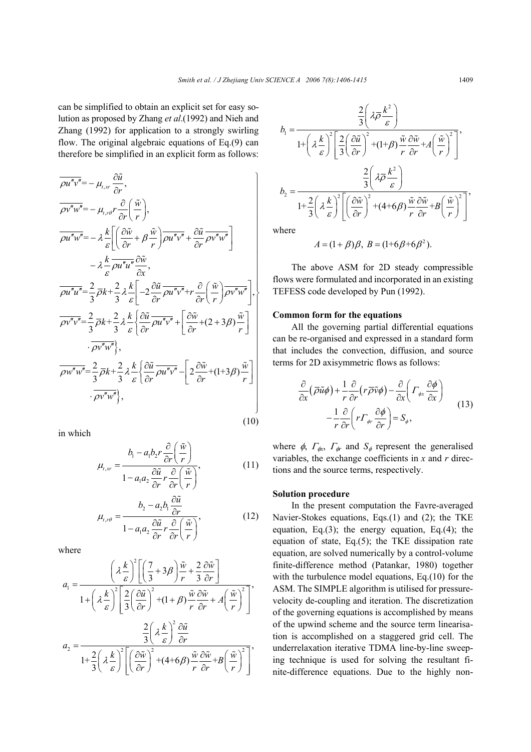can be simplified to obtain an explicit set for easy solution as proposed by Zhang *et al*.(1992) and Nieh and Zhang (1992) for application to a strongly swirling flow. The original algebraic equations of Eq.(9) can therefore be simplified in an explicit form as follows:

$$
\left.
\begin{aligned}
&\overline{\rho u''v''} = -\mu_{t,xr}\frac{\partial \tilde{u}}{\partial r},\\
&\overline{\rho v''w''} = -\mu_{t,r\theta}\, r\frac{\partial}{\partial r}\left(\frac{\tilde{w}}{r}\right),\\
&\overline{\rho u''w''} = -\lambda\frac{k}{\varepsilon}\left[\left(\frac{\partial \tilde{w}}{\partial r}+\beta\frac{\tilde{w}}{r}\right)\overline{\rho u''v''}+\frac{\partial \tilde{u}}{\partial r}\overline{\rho v''w''}\right]\\
&\qquad -\lambda\frac{k}{\varepsilon}\overline{\rho u''u''}\frac{\partial \tilde{w}}{\partial x},\\
&\overline{\rho u''u''} = \frac{2}{3}\bar{\rho}k+\frac{2}{3}\lambda\frac{k}{\varepsilon}\left[-2\frac{\partial \tilde{u}}{\partial r}\overline{\rho u''v''}+r\frac{\partial}{\partial r}\left(\frac{\tilde{w}}{r}\right)\overline{\rho v''w''}\right],\\
&\overline{\rho v''v''} = \frac{2}{3}\bar{\rho}k+\frac{2}{3}\lambda\frac{k}{\varepsilon}\left\{\frac{\partial \tilde{u}}{\partial r}\overline{\rho u''v''}+\left[\frac{\partial \tilde{w}}{\partial r}+(2+3\beta)\frac{\tilde{w}}{r}\right]\right.\\
&\qquad \left.\cdot\overline{\rho v''w''}\right\},\\
&\overline{\rho w''w''} = \frac{2}{3}\bar{\rho}k+\frac{2}{3}\lambda\frac{k}{\varepsilon}\left\{\frac{\partial \tilde{u}}{\partial r}\overline{\rho u''v''}-\left[2\frac{\partial \tilde{w}}{\partial r}+(1+3\beta)\frac{\tilde{w}}{r}\right]\right.\\
&\qquad \left.\cdot\overline{\rho v''w''}\right\},
\end{aligned}
\right\}
\tag{10}
$$

in which

$$
\mu_{t,xr} = \frac{b_1 - a_1 b_2 r\dfrac{\partial}{\partial r}\left(\dfrac{\tilde{w}}{r}\right)}{1 - a_1 a_2\dfrac{\partial \tilde{u}}{\partial r} r\dfrac{\partial}{\partial r}\left(\dfrac{\tilde{w}}{r}\right)},
\tag{11}
$$

$$
\mu_{t,r\theta} = \frac{b_2 - a_2 b_1\dfrac{\partial \tilde{u}}{\partial r}}{1 - a_1 a_2\dfrac{\partial \tilde{u}}{\partial r} r\dfrac{\partial}{\partial r}\left(\dfrac{\tilde{w}}{r}\right)},
\tag{12}
$$

where

$$
a_1 = \frac{\left(\lambda\dfrac{k}{\varepsilon}\right)^2\left[\left(\dfrac{7}{3}+3\beta\right)\dfrac{\tilde{w}}{r}+\dfrac{2}{3}\dfrac{\partial \tilde{w}}{\partial r}\right]}{1+\left(\lambda\dfrac{k}{\varepsilon}\right)^2\left[\dfrac{2}{3}\left(\dfrac{\partial \tilde{u}}{\partial r}\right)^2+(1+\beta)\dfrac{\tilde{w}}{r}\dfrac{\partial \tilde{w}}{\partial r}+A\left(\dfrac{\tilde{w}}{r}\right)^2\right]},
$$

$$
a_2 = \frac{\dfrac{2}{3}\left(\lambda\dfrac{k}{\varepsilon}\right)^2\dfrac{\partial \tilde{u}}{\partial r}}{1+\dfrac{2}{3}\left(\lambda\dfrac{k}{\varepsilon}\right)^2\left[\left(\dfrac{\partial \tilde{w}}{\partial r}\right)^2+(4+6\beta)\dfrac{\tilde{w}}{r}\dfrac{\partial \tilde{w}}{\partial r}+B\left(\dfrac{\tilde{w}}{r}\right)^2\right]},
$$

$$
b_1 = \frac{\dfrac{2}{3}\left(\lambda\bar{\rho}\dfrac{k^2}{\varepsilon}\right)}{1+\left(\lambda\dfrac{k}{\varepsilon}\right)^2\left[\dfrac{2}{3}\left(\dfrac{\partial \tilde{u}}{\partial r}\right)^2+(1+\beta)\dfrac{\tilde{w}}{r}\dfrac{\partial \tilde{w}}{\partial r}+A\left(\dfrac{\tilde{w}}{r}\right)^2\right]},
$$

$$
b_2 = \frac{\dfrac{2}{3}\left(\lambda\bar{\rho}\dfrac{k^2}{\varepsilon}\right)}{1+\dfrac{2}{3}\left(\lambda\dfrac{k}{\varepsilon}\right)^2\left[\left(\dfrac{\partial \tilde{w}}{\partial r}\right)^2+(4+6\beta)\dfrac{\tilde{w}}{r}\dfrac{\partial \tilde{w}}{\partial r}+B\left(\dfrac{\tilde{w}}{r}\right)^2\right]},
$$

where

$$
A=(1+\beta)\beta,\ B=(1+6\beta+6\beta^2).
$$

The above ASM for 2D steady compressible flows were formulated and incorporated in an existing TEFESS code developed by Pun (1992).

**Common form for the equations**

All the governing partial differential equations can be re-organised and expressed in a standard form that includes the convection, diffusion, and source terms for 2D axisymmetric flows as follows:

$$
\begin{aligned}
&\frac{\partial}{\partial x}\left(\bar{\rho}\tilde{u}\phi\right)+\frac{1}{r}\frac{\partial}{\partial r}\left(r\bar{\rho}\tilde{v}\phi\right)-\frac{\partial}{\partial x}\left(\Gamma_{\phi x}\frac{\partial \phi}{\partial x}\right)\\
&\qquad -\frac{1}{r}\frac{\partial}{\partial r}\left(r\Gamma_{\phi r}\frac{\partial \phi}{\partial r}\right)=S_{\phi},
\end{aligned}
\tag{13}
$$

where $\phi$, $\Gamma_{\phi x}$, $\Gamma_{\phi r}$ and $S_{\phi}$ represent the generalised variables, the exchange coefficients in $x$ and $r$ directions and the source terms, respectively.

**Solution procedure**

In the present computation the Favre-averaged Navier-Stokes equations, Eqs.(1) and (2); the TKE equation, Eq.(3); the energy equation, Eq.(4); the equation of state, Eq.(5); the TKE dissipation rate equation, are solved numerically by a control-volume finite-difference method (Patankar, 1980) together with the turbulence model equations, Eq.(10) for the ASM. The SIMPLE algorithm is utilised for pressure-velocity de-coupling and iteration. The discretization of the governing equations is accomplished by means of the upwind scheme and the source term linearisation is accomplished on a staggered grid cell. The underrelaxation iterative TDMA line-by-line sweeping technique is used for solving the resultant finite-difference equations. Due to the highly non-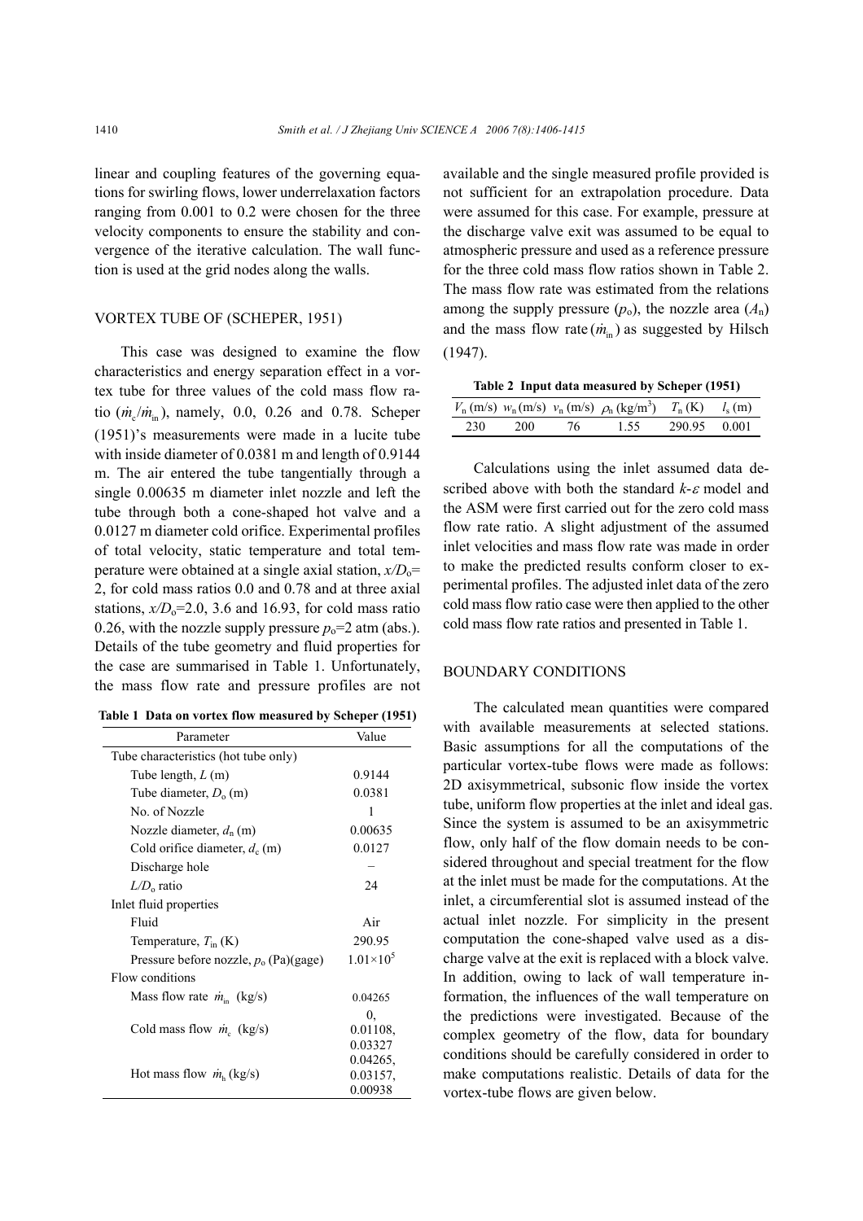linear and coupling features of the governing equations for swirling flows, lower underrelaxation factors ranging from 0.001 to 0.2 were chosen for the three velocity components to ensure the stability and convergence of the iterative calculation. The wall function is used at the grid nodes along the walls.

## VORTEX TUBE OF (SCHEPER, 1951)

This case was designed to examine the flow characteristics and energy separation effect in a vortex tube for three values of the cold mass flow ratio ($\dot{m}_c/\dot{m}_{in}$), namely, 0.0, 0.26 and 0.78. Scheper (1951)'s measurements were made in a lucite tube with inside diameter of 0.0381 m and length of 0.9144 m. The air entered the tube tangentially through a single 0.00635 m diameter inlet nozzle and left the tube through both a cone-shaped hot valve and a 0.0127 m diameter cold orifice. Experimental profiles of total velocity, static temperature and total temperature were obtained at a single axial station, $x/D_o$= 2, for cold mass ratios 0.0 and 0.78 and at three axial stations, $x/D_o$=2.0, 3.6 and 16.93, for cold mass ratio 0.26, with the nozzle supply pressure $p_o$=2 atm (abs.). Details of the tube geometry and fluid properties for the case are summarised in Table 1. Unfortunately, the mass flow rate and pressure profiles are not available and the single measured profile provided is not sufficient for an extrapolation procedure. Data were assumed for this case. For example, pressure at the discharge valve exit was assumed to be equal to atmospheric pressure and used as a reference pressure for the three cold mass flow ratios shown in Table 2. The mass flow rate was estimated from the relations among the supply pressure ($p_o$), the nozzle area ($A_n$) and the mass flow rate ($\dot{m}_{in}$) as suggested by Hilsch (1947).

**Table 1 Data on vortex flow measured by Scheper (1951)**

| Parameter | Value |
|---|---|
| Tube characteristics (hot tube only) | |
| Tube length, $L$ (m) | 0.9144 |
| Tube diameter, $D_o$ (m) | 0.0381 |
| No. of Nozzle | 1 |
| Nozzle diameter, $d_n$ (m) | 0.00635 |
| Cold orifice diameter, $d_c$ (m) | 0.0127 |
| Discharge hole | – |
| $L/D_o$ ratio | 24 |
| Inlet fluid properties | |
| Fluid | Air |
| Temperature, $T_{in}$ (K) | 290.95 |
| Pressure before nozzle, $p_o$ (Pa)(gage) | $1.01\times10^5$ |
| Flow conditions | |
| Mass flow rate $\dot{m}_{in}$ (kg/s) | 0.04265 |
| Cold mass flow $\dot{m}_c$ (kg/s) | 0, 0.01108, 0.03327 |
| Hot mass flow $\dot{m}_h$ (kg/s) | 0.04265, 0.03157, 0.00938 |

**Table 2 Input data measured by Scheper (1951)**

| $V_n$ (m/s) | $w_n$ (m/s) | $v_n$ (m/s) | $\rho_n$ (kg/m$^3$) | $T_n$ (K) | $l_s$ (m) |
|---|---|---|---|---|---|
| 230 | 200 | 76 | 1.55 | 290.95 | 0.001 |

Calculations using the inlet assumed data described above with both the standard $k$-$\varepsilon$ model and the ASM were first carried out for the zero cold mass flow rate ratio. A slight adjustment of the assumed inlet velocities and mass flow rate was made in order to make the predicted results conform closer to experimental profiles. The adjusted inlet data of the zero cold mass flow ratio case were then applied to the other cold mass flow rate ratios and presented in Table 1.

## BOUNDARY CONDITIONS

The calculated mean quantities were compared with available measurements at selected stations. Basic assumptions for all the computations of the particular vortex-tube flows were made as follows: 2D axisymmetrical, subsonic flow inside the vortex tube, uniform flow properties at the inlet and ideal gas. Since the system is assumed to be an axisymmetric flow, only half of the flow domain needs to be considered throughout and special treatment for the flow at the inlet must be made for the computations. At the inlet, a circumferential slot is assumed instead of the actual inlet nozzle. For simplicity in the present computation the cone-shaped valve used as a discharge valve at the exit is replaced with a block valve. In addition, owing to lack of wall temperature information, the influences of the wall temperature on the predictions were investigated. Because of the complex geometry of the flow, data for boundary conditions should be carefully considered in order to make computations realistic. Details of data for the vortex-tube flows are given below.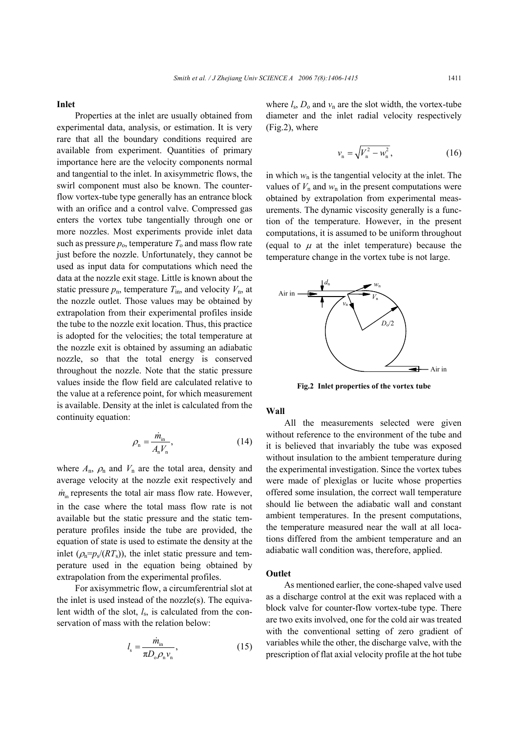### Inlet

Properties at the inlet are usually obtained from experimental data, analysis, or estimation. It is very rare that all the boundary conditions required are available from experiment. Quantities of primary importance here are the velocity components normal and tangential to the inlet. In axisymmetric flows, the swirl component must also be known. The counter-flow vortex-tube type generally has an entrance block with an orifice and a control valve. Compressed gas enters the vortex tube tangentially through one or more nozzles. Most experiments provide inlet data such as pressure $p_o$, temperature $T_o$ and mass flow rate just before the nozzle. Unfortunately, they cannot be used as input data for computations which need the data at the nozzle exit stage. Little is known about the static pressure $p_n$, temperature $T_{in}$, and velocity $V_n$, at the nozzle outlet. Those values may be obtained by extrapolation from their experimental profiles inside the tube to the nozzle exit location. Thus, this practice is adopted for the velocities; the total temperature at the nozzle exit is obtained by assuming an adiabatic nozzle, so that the total energy is conserved throughout the nozzle. Note that the static pressure values inside the flow field are calculated relative to the value at a reference point, for which measurement is available. Density at the inlet is calculated from the continuity equation:

$$\rho_n = \frac{\dot{m}_{in}}{A_n V_n}, \tag{14}$$

where $A_n$, $\rho_n$ and $V_n$ are the total area, density and average velocity at the nozzle exit respectively and $\dot{m}_{in}$ represents the total air mass flow rate. However, in the case where the total mass flow rate is not available but the static pressure and the static temperature profiles inside the tube are provided, the equation of state is used to estimate the density at the inlet ($\rho_n = p_s/(RT_s)$), the inlet static pressure and temperature used in the equation being obtained by extrapolation from the experimental profiles.

For axisymmetric flow, a circumferentrial slot at the inlet is used instead of the nozzle(s). The equivalent width of the slot, $l_s$, is calculated from the conservation of mass with the relation below:

$$l_s = \frac{\dot{m}_{in}}{\pi D_o \rho_n v_n}, \tag{15}$$

where $l_s$, $D_o$ and $v_n$ are the slot width, the vortex-tube diameter and the inlet radial velocity respectively (Fig.2), where

$$v_n = \sqrt{V_n^2 - w_n^2}, \tag{16}$$

in which $w_n$ is the tangential velocity at the inlet. The values of $V_n$ and $w_n$ in the present computations were obtained by extrapolation from experimental measurements. The dynamic viscosity generally is a function of the temperature. However, in the present computations, it is assumed to be uniform throughout (equal to $\mu$ at the inlet temperature) because the temperature change in the vortex tube is not large.

**Fig.2 Inlet properties of the vortex tube**

### Wall

All the measurements selected were given without reference to the environment of the tube and it is believed that invariably the tube was exposed without insulation to the ambient temperature during the experimental investigation. Since the vortex tubes were made of plexiglas or lucite whose properties offered some insulation, the correct wall temperature should lie between the adiabatic wall and constant ambient temperatures. In the present computations, the temperature measured near the wall at all locations differed from the ambient temperature and an adiabatic wall condition was, therefore, applied.

### Outlet

As mentioned earlier, the cone-shaped valve used as a discharge control at the exit was replaced with a block valve for counter-flow vortex-tube type. There are two exits involved, one for the cold air was treated with the conventional setting of zero gradient of variables while the other, the discharge valve, with the prescription of flat axial velocity profile at the hot tube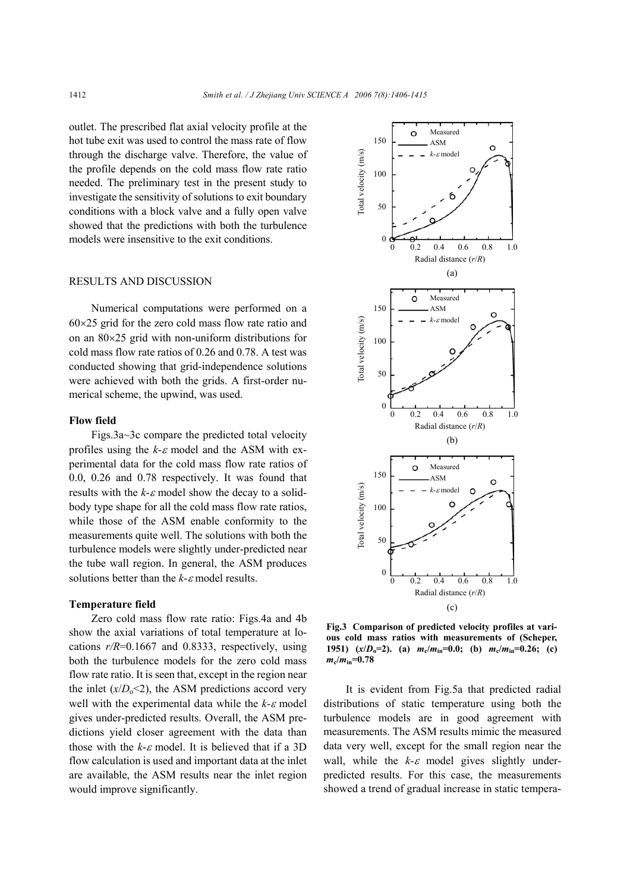outlet. The prescribed flat axial velocity profile at the hot tube exit was used to control the mass rate of flow through the discharge valve. Therefore, the value of the profile depends on the cold mass flow rate ratio needed. The preliminary test in the present study to investigate the sensitivity of solutions to exit boundary conditions with a block valve and a fully open valve showed that the predictions with both the turbulence models were insensitive to the exit conditions.

## RESULTS AND DISCUSSION

Numerical computations were performed on a 60×25 grid for the zero cold mass flow rate ratio and on an 80×25 grid with non-uniform distributions for cold mass flow rate ratios of 0.26 and 0.78. A test was conducted showing that grid-independence solutions were achieved with both the grids. A first-order numerical scheme, the upwind, was used.

### Flow field

Figs.3a~3c compare the predicted total velocity profiles using the $k$-$\varepsilon$ model and the ASM with experimental data for the cold mass flow rate ratios of 0.0, 0.26 and 0.78 respectively. It was found that results with the $k$-$\varepsilon$ model show the decay to a solid-body type shape for all the cold mass flow rate ratios, while those of the ASM enable conformity to the measurements quite well. The solutions with both the turbulence models were slightly under-predicted near the tube wall region. In general, the ASM produces solutions better than the $k$-$\varepsilon$ model results.

### Temperature field

Zero cold mass flow rate ratio: Figs.4a and 4b show the axial variations of total temperature at locations $r/R$=0.1667 and 0.8333, respectively, using both the turbulence models for the zero cold mass flow rate ratio. It is seen that, except in the region near the inlet ($x/D_o$<2), the ASM predictions accord very well with the experimental data while the $k$-$\varepsilon$ model gives under-predicted results. Overall, the ASM predictions yield closer agreement with the data than those with the $k$-$\varepsilon$ model. It is believed that if a 3D flow calculation is used and important data at the inlet are available, the ASM results near the inlet region would improve significantly.

**Fig.3 Comparison of predicted velocity profiles at various cold mass ratios with measurements of (Scheper, 1951) ($x/D_o$=2). (a) $m_c/m_{in}$=0.0; (b) $m_c/m_{in}$=0.26; (c) $m_c/m_{in}$=0.78**

It is evident from Fig.5a that predicted radial distributions of static temperature using both the turbulence models are in good agreement with measurements. The ASM results mimic the measured data very well, except for the small region near the wall, while the $k$-$\varepsilon$ model gives slightly under-predicted results. For this case, the measurements showed a trend of gradual increase in static tempera-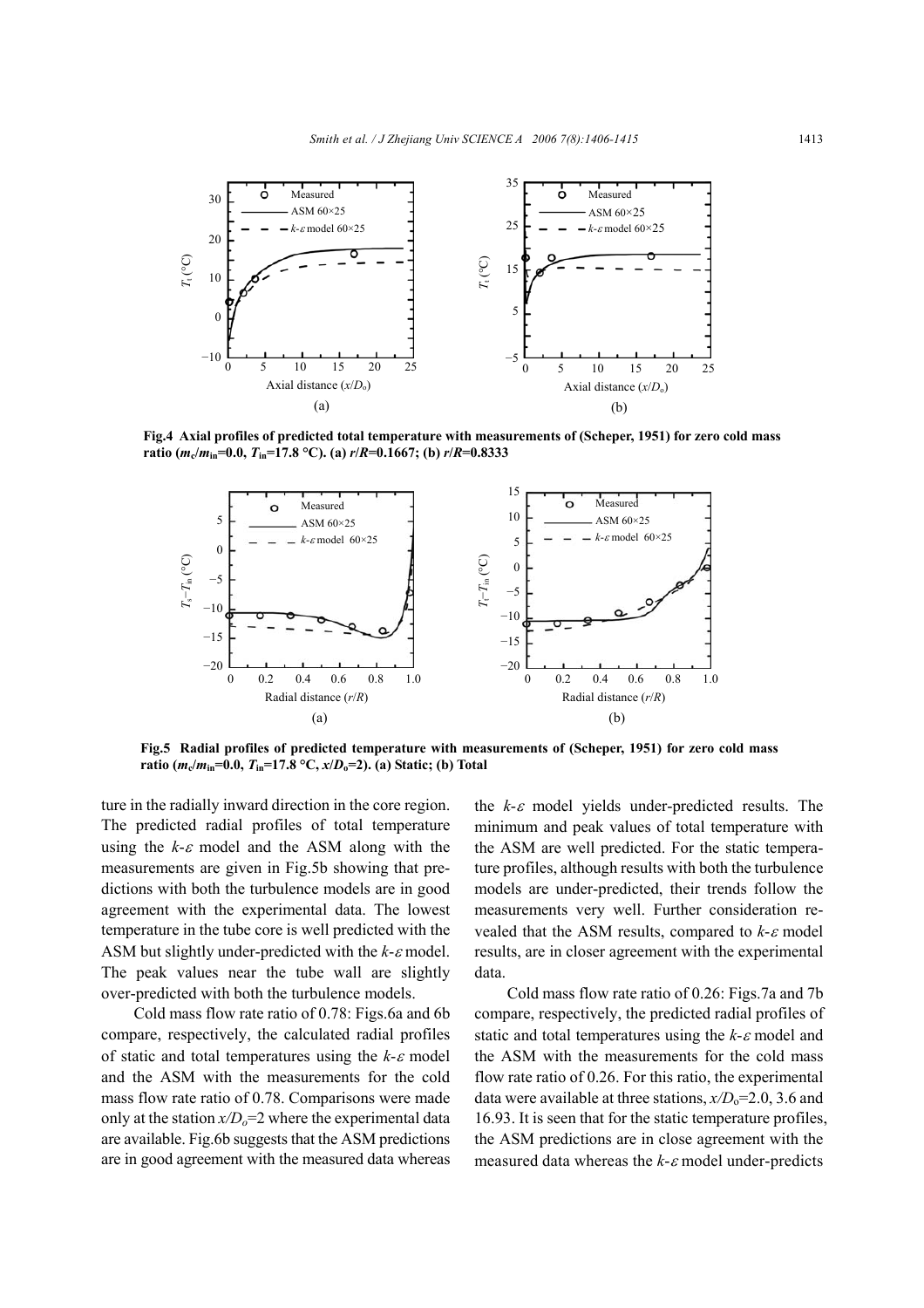Fig.4 Axial profiles of predicted total temperature with measurements of (Scheper, 1951) for zero cold mass ratio ($m_c/m_{in}$=0.0, $T_{in}$=17.8 °C). (a) $r/R$=0.1667; (b) $r/R$=0.8333

Fig.5 Radial profiles of predicted temperature with measurements of (Scheper, 1951) for zero cold mass ratio ($m_c/m_{in}$=0.0, $T_{in}$=17.8 °C, $x/D_o$=2). (a) Static; (b) Total

ture in the radially inward direction in the core region. The predicted radial profiles of total temperature using the $k$-$\varepsilon$ model and the ASM along with the measurements are given in Fig.5b showing that predictions with both the turbulence models are in good agreement with the experimental data. The lowest temperature in the tube core is well predicted with the ASM but slightly under-predicted with the $k$-$\varepsilon$ model. The peak values near the tube wall are slightly over-predicted with both the turbulence models.

Cold mass flow rate ratio of 0.78: Figs.6a and 6b compare, respectively, the calculated radial profiles of static and total temperatures using the $k$-$\varepsilon$ model and the ASM with the measurements for the cold mass flow rate ratio of 0.78. Comparisons were made only at the station $x/D_o$=2 where the experimental data are available. Fig.6b suggests that the ASM predictions are in good agreement with the measured data whereas the $k$-$\varepsilon$ model yields under-predicted results. The minimum and peak values of total temperature with the ASM are well predicted. For the static temperature profiles, although results with both the turbulence models are under-predicted, their trends follow the measurements very well. Further consideration revealed that the ASM results, compared to $k$-$\varepsilon$ model results, are in closer agreement with the experimental data.

Cold mass flow rate ratio of 0.26: Figs.7a and 7b compare, respectively, the predicted radial profiles of static and total temperatures using the $k$-$\varepsilon$ model and the ASM with the measurements for the cold mass flow rate ratio of 0.26. For this ratio, the experimental data were available at three stations, $x/D_o$=2.0, 3.6 and 16.93. It is seen that for the static temperature profiles, the ASM predictions are in close agreement with the measured data whereas the $k$-$\varepsilon$ model under-predicts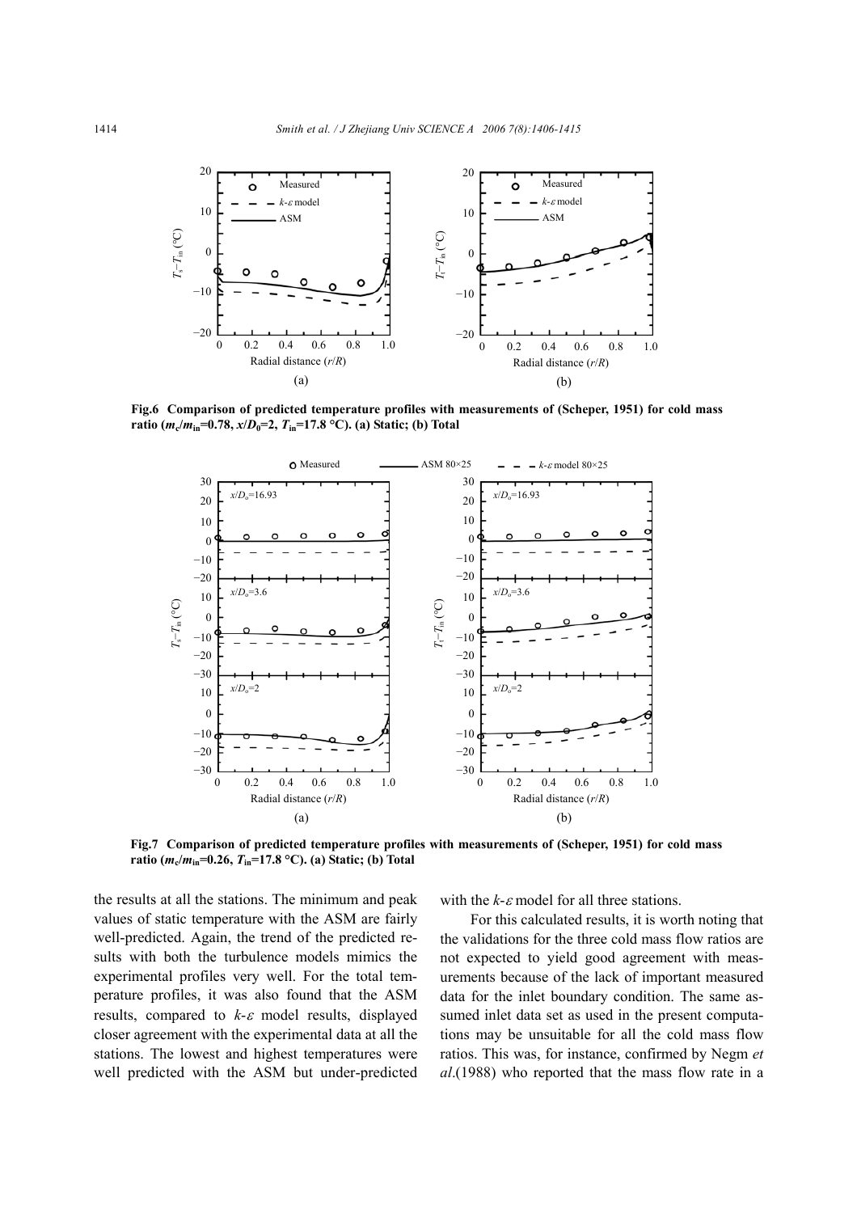**Fig.6 Comparison of predicted temperature profiles with measurements of (Scheper, 1951) for cold mass ratio ($m_c/m_{in}$=0.78, $x/D_0$=2, $T_{in}$=17.8 °C). (a) Static; (b) Total**

**Fig.7 Comparison of predicted temperature profiles with measurements of (Scheper, 1951) for cold mass ratio ($m_c/m_{in}$=0.26, $T_{in}$=17.8 °C). (a) Static; (b) Total**

the results at all the stations. The minimum and peak values of static temperature with the ASM are fairly well-predicted. Again, the trend of the predicted results with both the turbulence models mimics the experimental profiles very well. For the total temperature profiles, it was also found that the ASM results, compared to $k$-$\varepsilon$ model results, displayed closer agreement with the experimental data at all the stations. The lowest and highest temperatures were well predicted with the ASM but under-predicted with the $k$-$\varepsilon$ model for all three stations.

For this calculated results, it is worth noting that the validations for the three cold mass flow ratios are not expected to yield good agreement with measurements because of the lack of important measured data for the inlet boundary condition. The same assumed inlet data set as used in the present computations may be unsuitable for all the cold mass flow ratios. This was, for instance, confirmed by Negm *et al*.(1988) who reported that the mass flow rate in a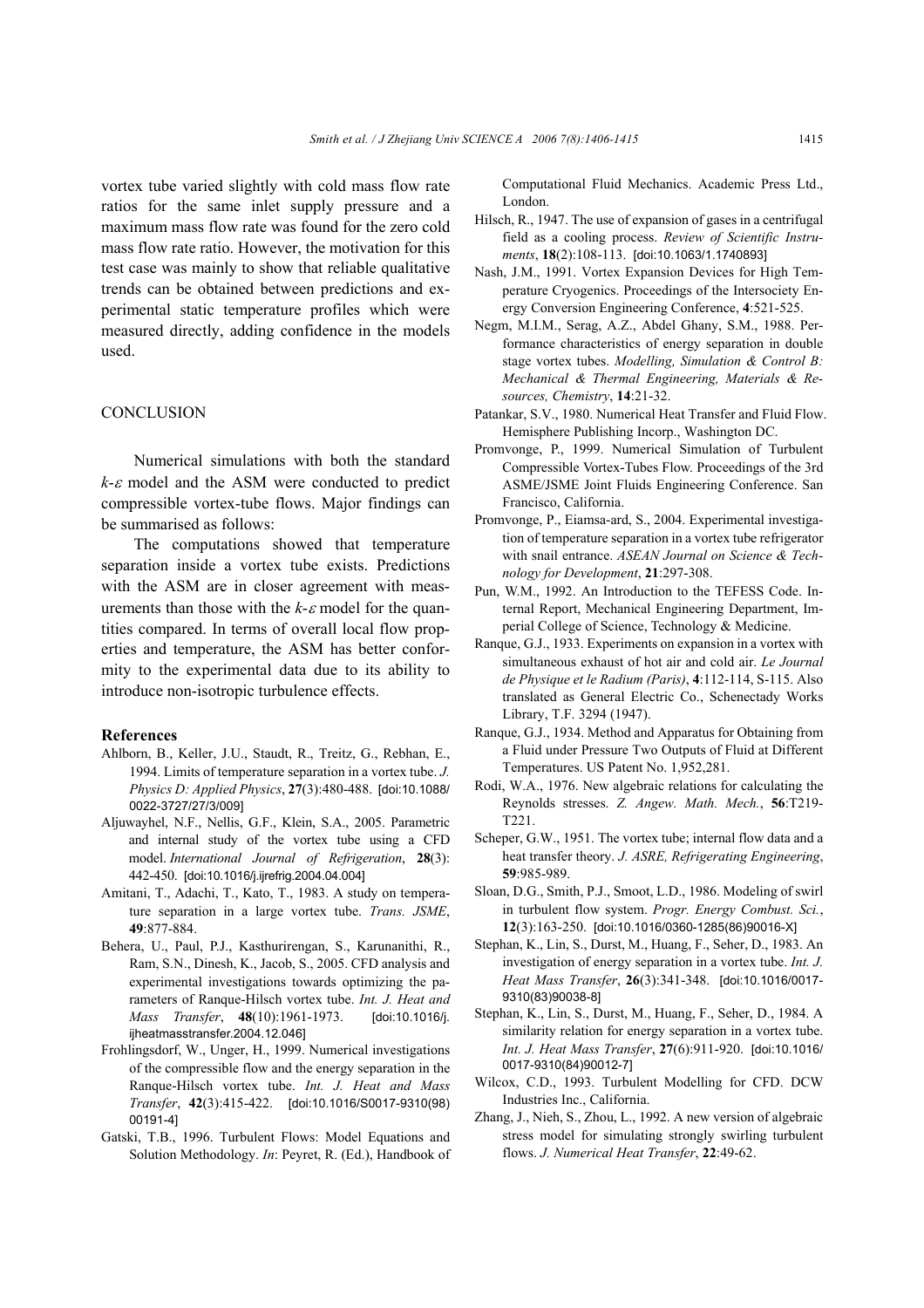vortex tube varied slightly with cold mass flow rate ratios for the same inlet supply pressure and a maximum mass flow rate was found for the zero cold mass flow rate ratio. However, the motivation for this test case was mainly to show that reliable qualitative trends can be obtained between predictions and experimental static temperature profiles which were measured directly, adding confidence in the models used.

## CONCLUSION

Numerical simulations with both the standard $k$-$\varepsilon$ model and the ASM were conducted to predict compressible vortex-tube flows. Major findings can be summarised as follows:

The computations showed that temperature separation inside a vortex tube exists. Predictions with the ASM are in closer agreement with measurements than those with the $k$-$\varepsilon$ model for the quantities compared. In terms of overall local flow properties and temperature, the ASM has better conformity to the experimental data due to its ability to introduce non-isotropic turbulence effects.

### References

Ahlborn, B., Keller, J.U., Staudt, R., Treitz, G., Rebhan, E., 1994. Limits of temperature separation in a vortex tube. *J. Physics D: Applied Physics*, **27**(3):480-488. [doi:10.1088/0022-3727/27/3/009]

Aljuwayhel, N.F., Nellis, G.F., Klein, S.A., 2005. Parametric and internal study of the vortex tube using a CFD model. *International Journal of Refrigeration*, **28**(3): 442-450. [doi:10.1016/j.ijrefrig.2004.04.004]

Amitani, T., Adachi, T., Kato, T., 1983. A study on temperature separation in a large vortex tube. *Trans. JSME*, **49**:877-884.

Behera, U., Paul, P.J., Kasthurirengan, S., Karunanithi, R., Ram, S.N., Dinesh, K., Jacob, S., 2005. CFD analysis and experimental investigations towards optimizing the parameters of Ranque-Hilsch vortex tube. *Int. J. Heat and Mass Transfer*, **48**(10):1961-1973. [doi:10.1016/j.ijheatmasstransfer.2004.12.046]

Frohlingsdorf, W., Unger, H., 1999. Numerical investigations of the compressible flow and the energy separation in the Ranque-Hilsch vortex tube. *Int. J. Heat and Mass Transfer*, **42**(3):415-422. [doi:10.1016/S0017-9310(98)00191-4]

Gatski, T.B., 1996. Turbulent Flows: Model Equations and Solution Methodology. *In*: Peyret, R. (Ed.), Handbook of Computational Fluid Mechanics. Academic Press Ltd., London.

Hilsch, R., 1947. The use of expansion of gases in a centrifugal field as a cooling process. *Review of Scientific Instruments*, **18**(2):108-113. [doi:10.1063/1.1740893]

Nash, J.M., 1991. Vortex Expansion Devices for High Temperature Cryogenics. Proceedings of the Intersociety Energy Conversion Engineering Conference, **4**:521-525.

Negm, M.I.M., Serag, A.Z., Abdel Ghany, S.M., 1988. Performance characteristics of energy separation in double stage vortex tubes. *Modelling, Simulation & Control B: Mechanical & Thermal Engineering, Materials & Resources, Chemistry*, **14**:21-32.

Patankar, S.V., 1980. Numerical Heat Transfer and Fluid Flow. Hemisphere Publishing Incorp., Washington DC.

Promvonge, P., 1999. Numerical Simulation of Turbulent Compressible Vortex-Tubes Flow. Proceedings of the 3rd ASME/JSME Joint Fluids Engineering Conference. San Francisco, California.

Promvonge, P., Eiamsa-ard, S., 2004. Experimental investigation of temperature separation in a vortex tube refrigerator with snail entrance. *ASEAN Journal on Science & Technology for Development*, **21**:297-308.

Pun, W.M., 1992. An Introduction to the TEFESS Code. Internal Report, Mechanical Engineering Department, Imperial College of Science, Technology & Medicine.

Ranque, G.J., 1933. Experiments on expansion in a vortex with simultaneous exhaust of hot air and cold air. *Le Journal de Physique et le Radium (Paris)*, **4**:112-114, S-115. Also translated as General Electric Co., Schenectady Works Library, T.F. 3294 (1947).

Ranque, G.J., 1934. Method and Apparatus for Obtaining from a Fluid under Pressure Two Outputs of Fluid at Different Temperatures. US Patent No. 1,952,281.

Rodi, W.A., 1976. New algebraic relations for calculating the Reynolds stresses. *Z. Angew. Math. Mech.*, **56**:T219-T221.

Scheper, G.W., 1951. The vortex tube; internal flow data and a heat transfer theory. *J. ASRE, Refrigerating Engineering*, **59**:985-989.

Sloan, D.G., Smith, P.J., Smoot, L.D., 1986. Modeling of swirl in turbulent flow system. *Progr. Energy Combust. Sci.*, **12**(3):163-250. [doi:10.1016/0360-1285(86)90016-X]

Stephan, K., Lin, S., Durst, M., Huang, F., Seher, D., 1983. An investigation of energy separation in a vortex tube. *Int. J. Heat Mass Transfer*, **26**(3):341-348. [doi:10.1016/0017-9310(83)90038-8]

Stephan, K., Lin, S., Durst, M., Huang, F., Seher, D., 1984. A similarity relation for energy separation in a vortex tube. *Int. J. Heat Mass Transfer*, **27**(6):911-920. [doi:10.1016/0017-9310(84)90012-7]

Wilcox, C.D., 1993. Turbulent Modelling for CFD. DCW Industries Inc., California.

Zhang, J., Nieh, S., Zhou, L., 1992. A new version of algebraic stress model for simulating strongly swirling turbulent flows. *J. Numerical Heat Transfer*, **22**:49-62.